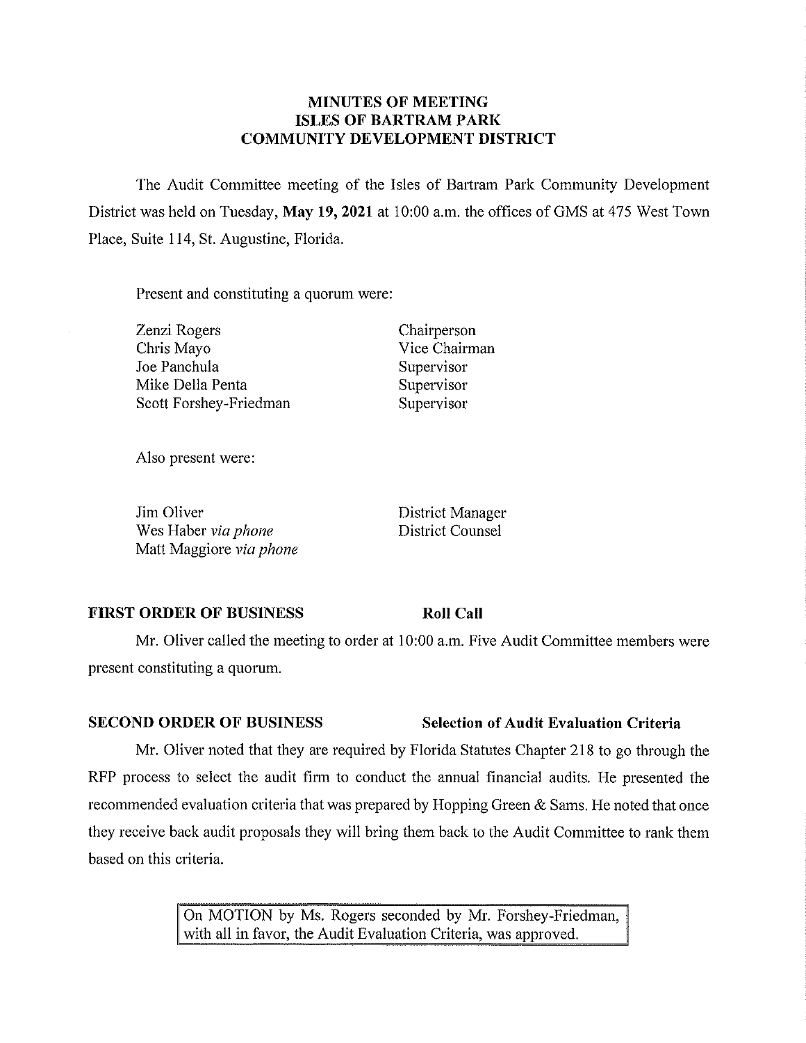# MINUTES OF MEETING
# ISLES OF BARTRAM PARK
# COMMUNITY DEVELOPMENT DISTRICT

The Audit Committee meeting of the Isles of Bartram Park Community Development District was held on Tuesday, **May 19, 2021** at 10:00 a.m. the offices of GMS at 475 West Town Place, Suite 114, St. Augustine, Florida.

Present and constituting a quorum were:

| | |
|---|---|
| Zenzi Rogers | Chairperson |
| Chris Mayo | Vice Chairman |
| Joe Panchula | Supervisor |
| Mike Della Penta | Supervisor |
| Scott Forshey-Friedman | Supervisor |

Also present were:

| | |
|---|---|
| Jim Oliver | District Manager |
| Wes Haber *via phone* | District Counsel |
| Matt Maggiore *via phone* | |

**FIRST ORDER OF BUSINESS** **Roll Call**

Mr. Oliver called the meeting to order at 10:00 a.m. Five Audit Committee members were present constituting a quorum.

**SECOND ORDER OF BUSINESS** **Selection of Audit Evaluation Criteria**

Mr. Oliver noted that they are required by Florida Statutes Chapter 218 to go through the RFP process to select the audit firm to conduct the annual financial audits. He presented the recommended evaluation criteria that was prepared by Hopping Green & Sams. He noted that once they receive back audit proposals they will bring them back to the Audit Committee to rank them based on this criteria.

> On MOTION by Ms. Rogers seconded by Mr. Forshey-Friedman, with all in favor, the Audit Evaluation Criteria, was approved.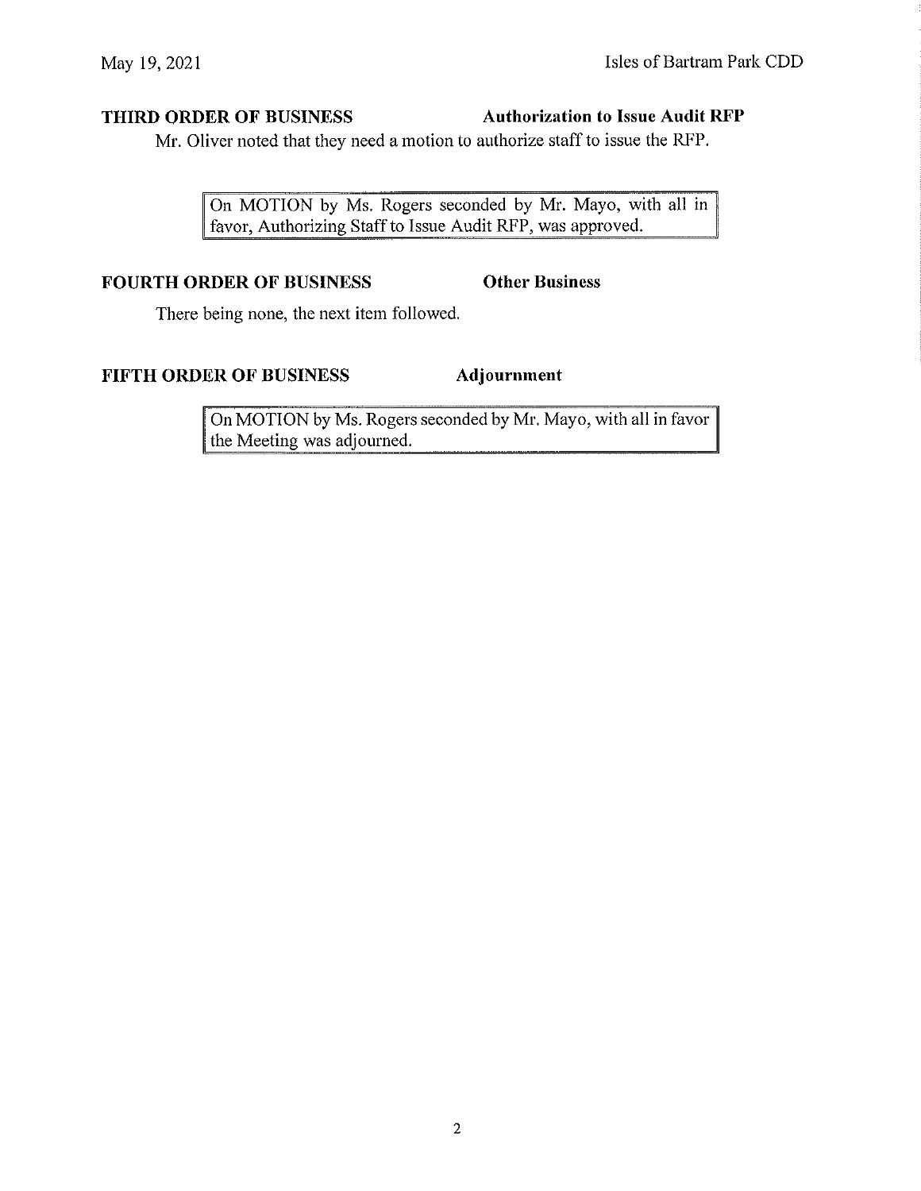**THIRD ORDER OF BUSINESS** **Authorization to Issue Audit RFP**

Mr. Oliver noted that they need a motion to authorize staff to issue the RFP.

> On MOTION by Ms. Rogers seconded by Mr. Mayo, with all in favor, Authorizing Staff to Issue Audit RFP, was approved.

**FOURTH ORDER OF BUSINESS** **Other Business**

There being none, the next item followed.

**FIFTH ORDER OF BUSINESS** **Adjournment**

> On MOTION by Ms. Rogers seconded by Mr. Mayo, with all in favor the Meeting was adjourned.